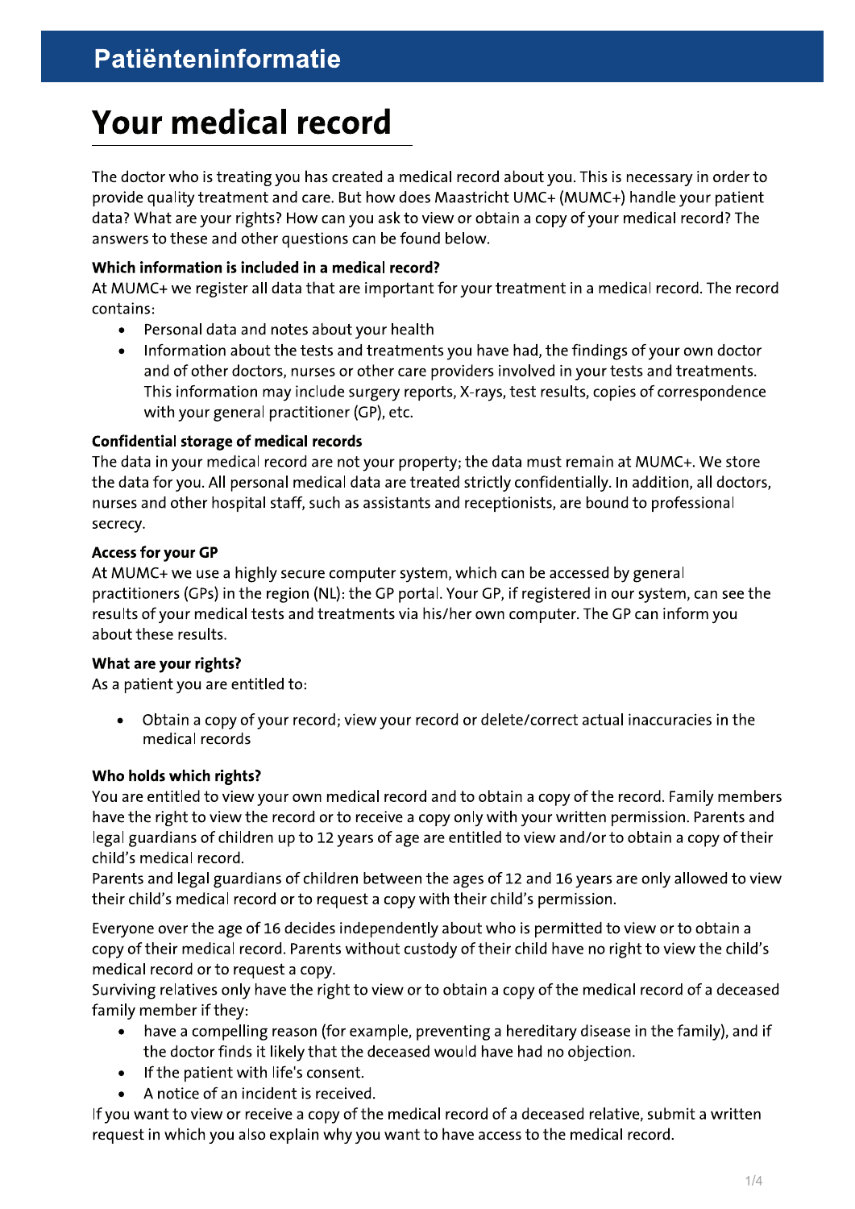# Patiënteninformatie

# Your medical record

The doctor who is treating you has created a medical record about you. This is necessary in order to provide quality treatment and care. But how does Maastricht UMC+ (MUMC+) handle your patient data? What are your rights? How can you ask to view or obtain a copy of your medical record? The answers to these and other questions can be found below.

**Which information is included in a medical record?**

At MUMC+ we register all data that are important for your treatment in a medical record. The record contains:

- Personal data and notes about your health
- Information about the tests and treatments you have had, the findings of your own doctor and of other doctors, nurses or other care providers involved in your tests and treatments. This information may include surgery reports, X-rays, test results, copies of correspondence with your general practitioner (GP), etc.

**Confidential storage of medical records**

The data in your medical record are not your property; the data must remain at MUMC+. We store the data for you. All personal medical data are treated strictly confidentially. In addition, all doctors, nurses and other hospital staff, such as assistants and receptionists, are bound to professional secrecy.

**Access for your GP**

At MUMC+ we use a highly secure computer system, which can be accessed by general practitioners (GPs) in the region (NL): the GP portal. Your GP, if registered in our system, can see the results of your medical tests and treatments via his/her own computer. The GP can inform you about these results.

**What are your rights?**

As a patient you are entitled to:

- Obtain a copy of your record; view your record or delete/correct actual inaccuracies in the medical records

**Who holds which rights?**

You are entitled to view your own medical record and to obtain a copy of the record. Family members have the right to view the record or to receive a copy only with your written permission. Parents and legal guardians of children up to 12 years of age are entitled to view and/or to obtain a copy of their child's medical record.

Parents and legal guardians of children between the ages of 12 and 16 years are only allowed to view their child's medical record or to request a copy with their child's permission.

Everyone over the age of 16 decides independently about who is permitted to view or to obtain a copy of their medical record. Parents without custody of their child have no right to view the child's medical record or to request a copy.

Surviving relatives only have the right to view or to obtain a copy of the medical record of a deceased family member if they:

- have a compelling reason (for example, preventing a hereditary disease in the family), and if the doctor finds it likely that the deceased would have had no objection.
- If the patient with life's consent.
- A notice of an incident is received.

If you want to view or receive a copy of the medical record of a deceased relative, submit a written request in which you also explain why you want to have access to the medical record.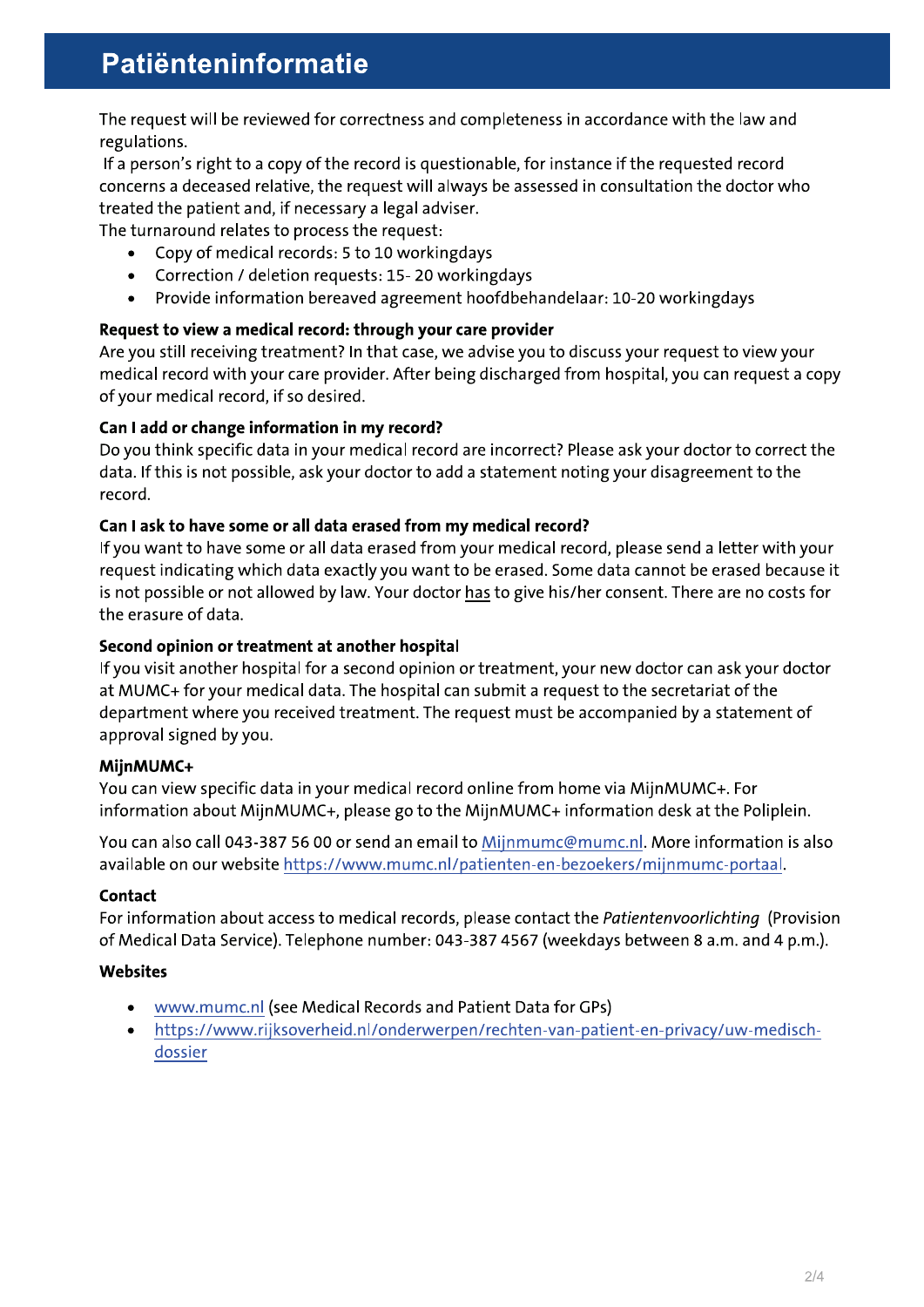# Patiënteninformatie

The request will be reviewed for correctness and completeness in accordance with the law and regulations.

If a person's right to a copy of the record is questionable, for instance if the requested record concerns a deceased relative, the request will always be assessed in consultation the doctor who treated the patient and, if necessary a legal adviser.

The turnaround relates to process the request:

- Copy of medical records: 5 to 10 workingdays
- Correction / deletion requests: 15- 20 workingdays
- Provide information bereaved agreement hoofdbehandelaar: 10-20 workingdays

**Request to view a medical record: through your care provider**

Are you still receiving treatment? In that case, we advise you to discuss your request to view your medical record with your care provider. After being discharged from hospital, you can request a copy of your medical record, if so desired.

**Can I add or change information in my record?**

Do you think specific data in your medical record are incorrect? Please ask your doctor to correct the data. If this is not possible, ask your doctor to add a statement noting your disagreement to the record.

**Can I ask to have some or all data erased from my medical record?**

If you want to have some or all data erased from your medical record, please send a letter with your request indicating which data exactly you want to be erased. Some data cannot be erased because it is not possible or not allowed by law. Your doctor <u>has</u> to give his/her consent. There are no costs for the erasure of data.

**Second opinion or treatment at another hospital**

If you visit another hospital for a second opinion or treatment, your new doctor can ask your doctor at MUMC+ for your medical data. The hospital can submit a request to the secretariat of the department where you received treatment. The request must be accompanied by a statement of approval signed by you.

**MijnMUMC+**

You can view specific data in your medical record online from home via MijnMUMC+. For information about MijnMUMC+, please go to the MijnMUMC+ information desk at the Poliplein.

You can also call 043-387 56 00 or send an email to Mijnmumc@mumc.nl. More information is also available on our website https://www.mumc.nl/patienten-en-bezoekers/mijnmumc-portaal.

**Contact**

For information about access to medical records, please contact the *Patientenvoorlichting* (Provision of Medical Data Service). Telephone number: 043-387 4567 (weekdays between 8 a.m. and 4 p.m.).

**Websites**

- www.mumc.nl (see Medical Records and Patient Data for GPs)
- https://www.rijksoverheid.nl/onderwerpen/rechten-van-patient-en-privacy/uw-medisch-dossier